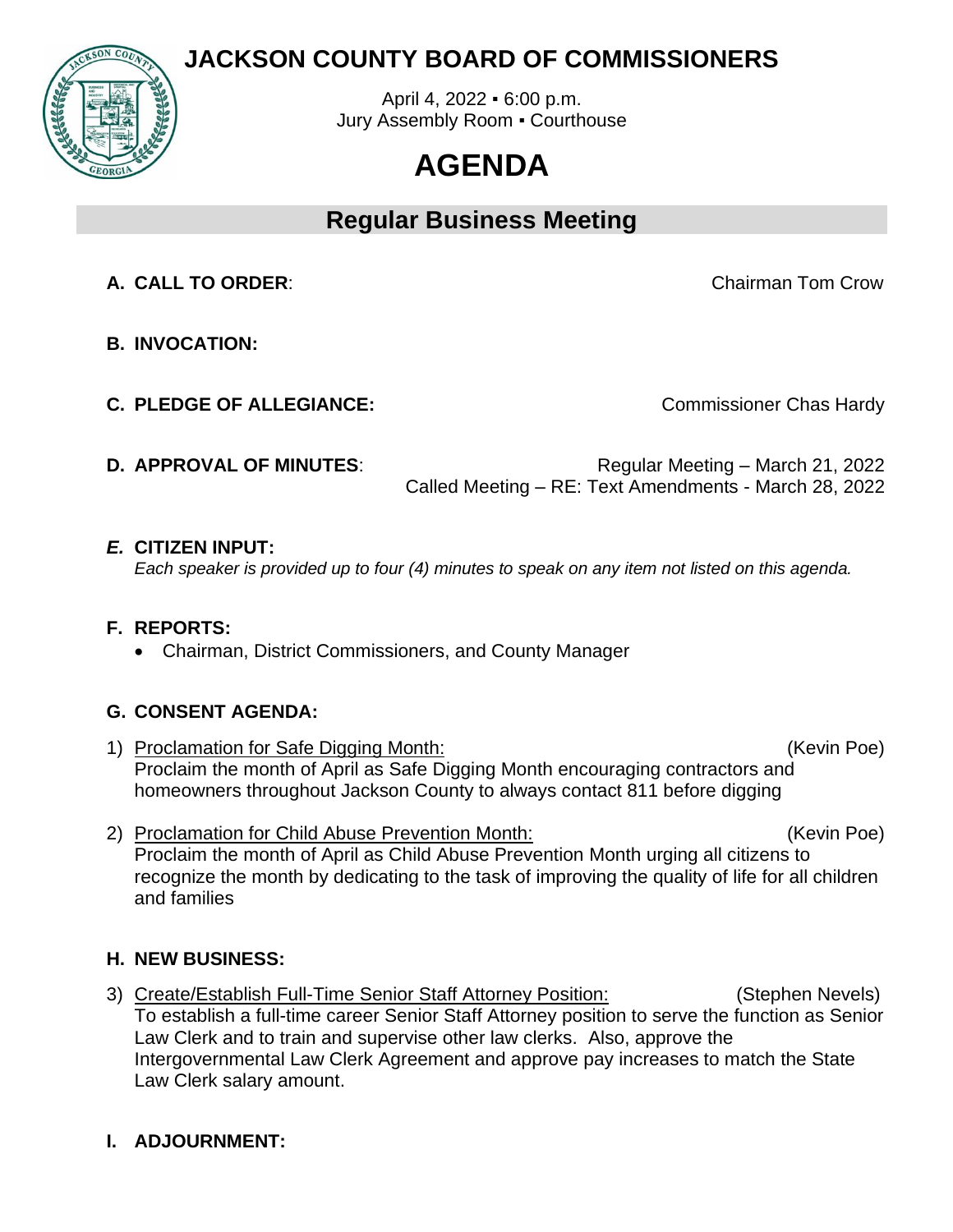# JACKSON COUNTY BOARD OF COMMISSIONERS

April 4, 2022 ▪ 6:00 p.m.
Jury Assembly Room ▪ Courthouse

# AGENDA

## Regular Business Meeting

**A. CALL TO ORDER**: Chairman Tom Crow

**B. INVOCATION:**

**C. PLEDGE OF ALLEGIANCE:** Commissioner Chas Hardy

**D. APPROVAL OF MINUTES**: Regular Meeting – March 21, 2022
Called Meeting – RE: Text Amendments - March 28, 2022

***E.* CITIZEN INPUT:**
*Each speaker is provided up to four (4) minutes to speak on any item not listed on this agenda.*

**F. REPORTS:**

- Chairman, District Commissioners, and County Manager

**G. CONSENT AGENDA:**

1) Proclamation for Safe Digging Month: (Kevin Poe)
Proclaim the month of April as Safe Digging Month encouraging contractors and homeowners throughout Jackson County to always contact 811 before digging

2) Proclamation for Child Abuse Prevention Month: (Kevin Poe)
Proclaim the month of April as Child Abuse Prevention Month urging all citizens to recognize the month by dedicating to the task of improving the quality of life for all children and families

**H. NEW BUSINESS:**

3) Create/Establish Full-Time Senior Staff Attorney Position: (Stephen Nevels)
To establish a full-time career Senior Staff Attorney position to serve the function as Senior Law Clerk and to train and supervise other law clerks. Also, approve the Intergovernmental Law Clerk Agreement and approve pay increases to match the State Law Clerk salary amount.

**I. ADJOURNMENT:**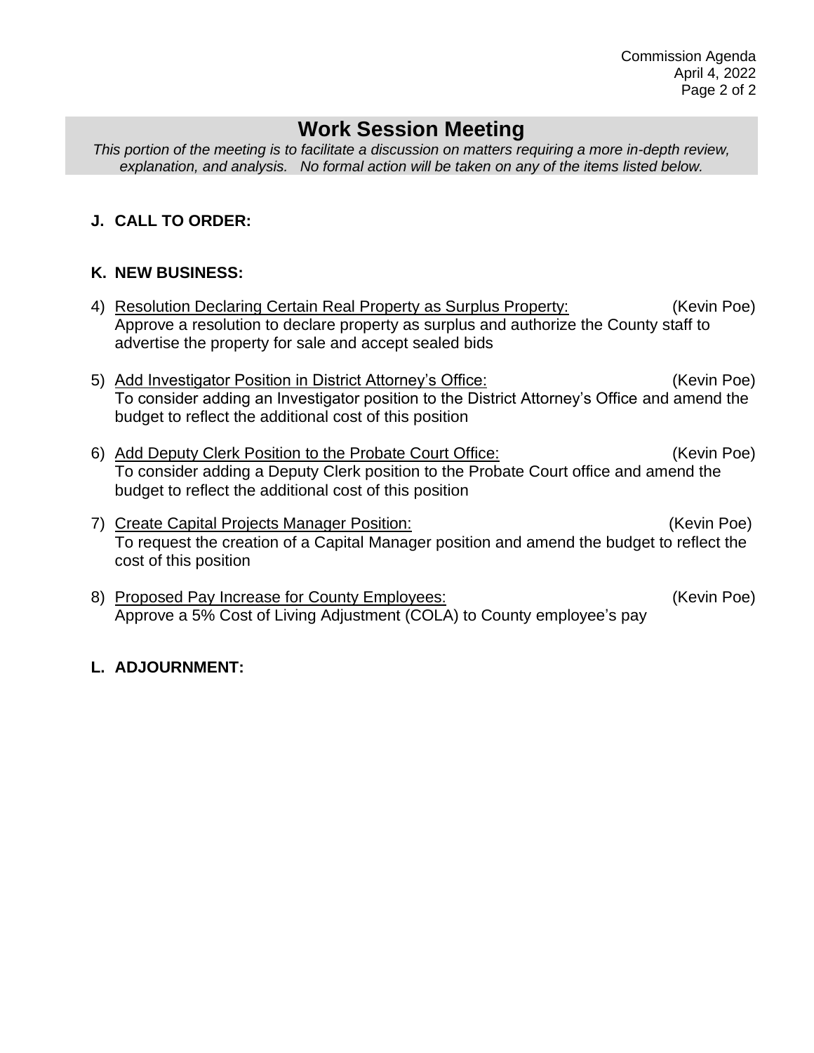# Work Session Meeting

*This portion of the meeting is to facilitate a discussion on matters requiring a more in-depth review, explanation, and analysis. No formal action will be taken on any of the items listed below.*

**J. CALL TO ORDER:**

**K. NEW BUSINESS:**

4) <u>Resolution Declaring Certain Real Property as Surplus Property:</u> (Kevin Poe)
   Approve a resolution to declare property as surplus and authorize the County staff to advertise the property for sale and accept sealed bids

5) <u>Add Investigator Position in District Attorney's Office:</u> (Kevin Poe)
   To consider adding an Investigator position to the District Attorney's Office and amend the budget to reflect the additional cost of this position

6) <u>Add Deputy Clerk Position to the Probate Court Office:</u> (Kevin Poe)
   To consider adding a Deputy Clerk position to the Probate Court office and amend the budget to reflect the additional cost of this position

7) <u>Create Capital Projects Manager Position:</u> (Kevin Poe)
   To request the creation of a Capital Manager position and amend the budget to reflect the cost of this position

8) <u>Proposed Pay Increase for County Employees:</u> (Kevin Poe)
   Approve a 5% Cost of Living Adjustment (COLA) to County employee's pay

**L. ADJOURNMENT:**